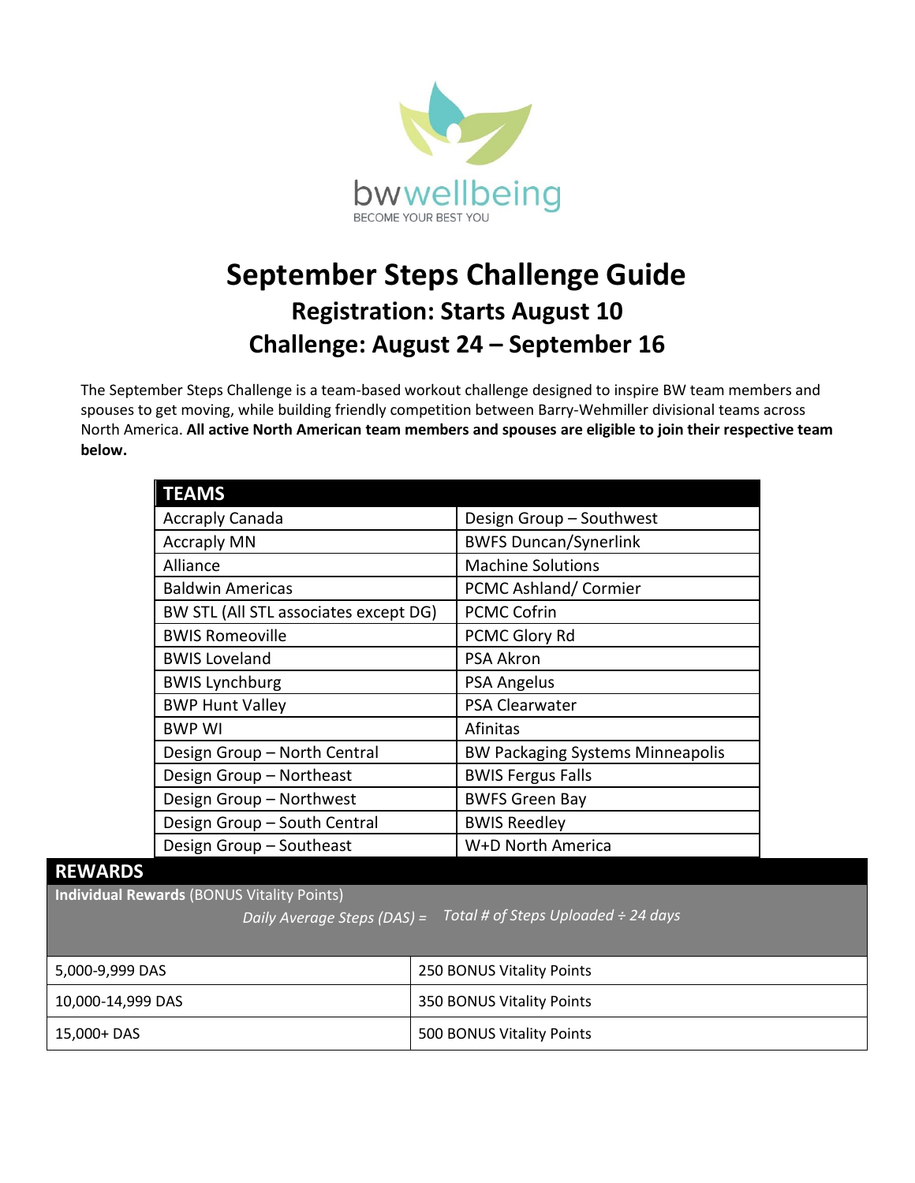bwwellbeing
BECOME YOUR BEST YOU

# September Steps Challenge Guide

## Registration: Starts August 10

## Challenge: August 24 – September 16

The September Steps Challenge is a team-based workout challenge designed to inspire BW team members and spouses to get moving, while building friendly competition between Barry-Wehmiller divisional teams across North America. **All active North American team members and spouses are eligible to join their respective team below.**

| TEAMS | |
|---|---|
| Accraply Canada | Design Group – Southwest |
| Accraply MN | BWFS Duncan/Synerlink |
| Alliance | Machine Solutions |
| Baldwin Americas | PCMC Ashland/ Cormier |
| BW STL (All STL associates except DG) | PCMC Cofrin |
| BWIS Romeoville | PCMC Glory Rd |
| BWIS Loveland | PSA Akron |
| BWIS Lynchburg | PSA Angelus |
| BWP Hunt Valley | PSA Clearwater |
| BWP WI | Afinitas |
| Design Group – North Central | BW Packaging Systems Minneapolis |
| Design Group – Northeast | BWIS Fergus Falls |
| Design Group – Northwest | BWFS Green Bay |
| Design Group – South Central | BWIS Reedley |
| Design Group – Southeast | W+D North America |

## REWARDS

**Individual Rewards** (BONUS Vitality Points)

*Daily Average Steps (DAS) = Total # of Steps Uploaded ÷ 24 days*

| DAS | BONUS Vitality Points |
|---|---|
| 5,000-9,999 DAS | 250 BONUS Vitality Points |
| 10,000-14,999 DAS | 350 BONUS Vitality Points |
| 15,000+ DAS | 500 BONUS Vitality Points |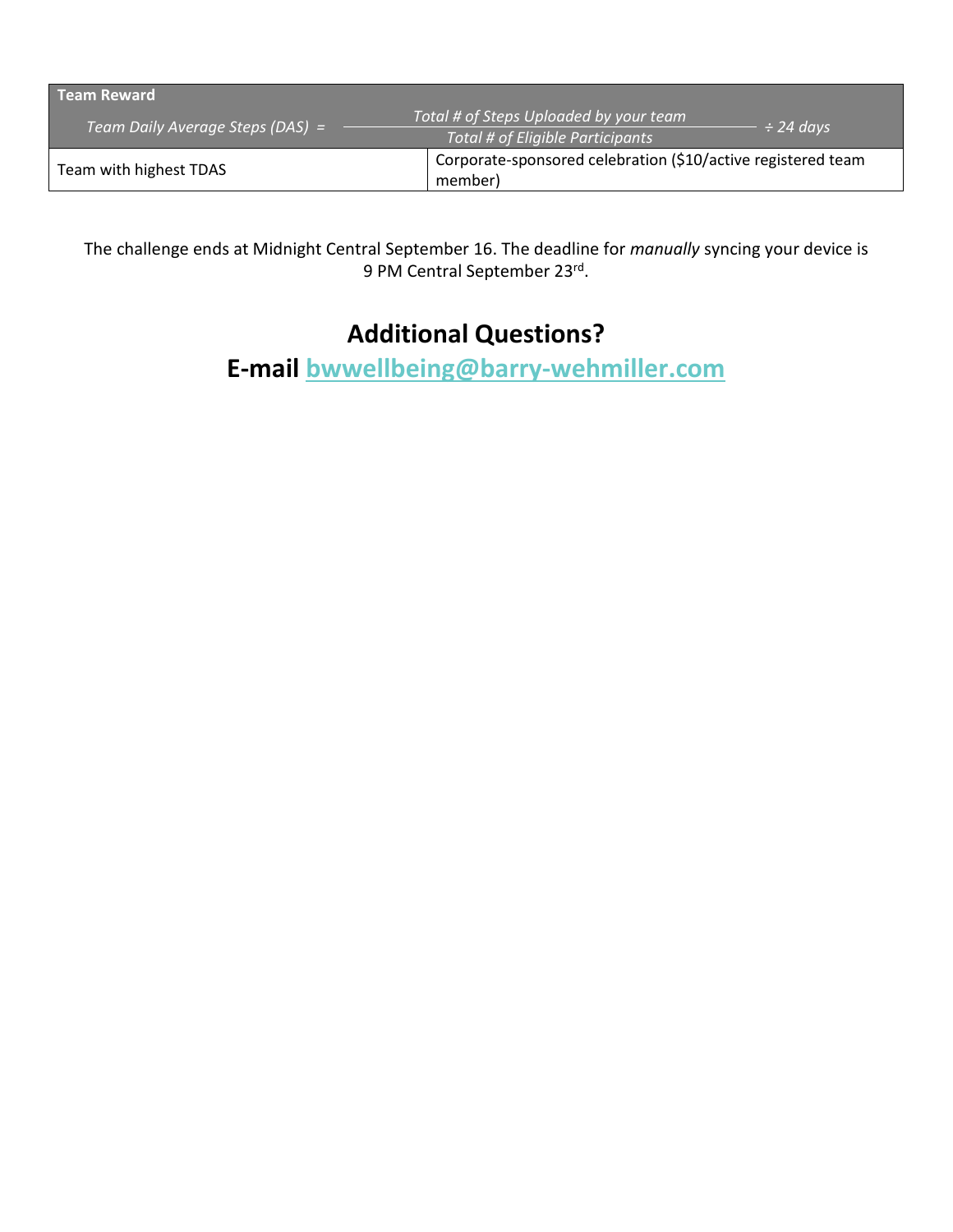| Team Reward | |
|---|---|
| *Team Daily Average Steps (DAS) =* $\frac{\textit{Total \# of Steps Uploaded by your team}}{\textit{Total \# of Eligible Participants}}$ *÷ 24 days* | |
| Team with highest TDAS | Corporate-sponsored celebration ($10/active registered team member) |

The challenge ends at Midnight Central September 16. The deadline for *manually* syncing your device is 9 PM Central September 23rd.

## Additional Questions?

## E-mail [bwwellbeing@barry-wehmiller.com](mailto:bwwellbeing@barry-wehmiller.com)